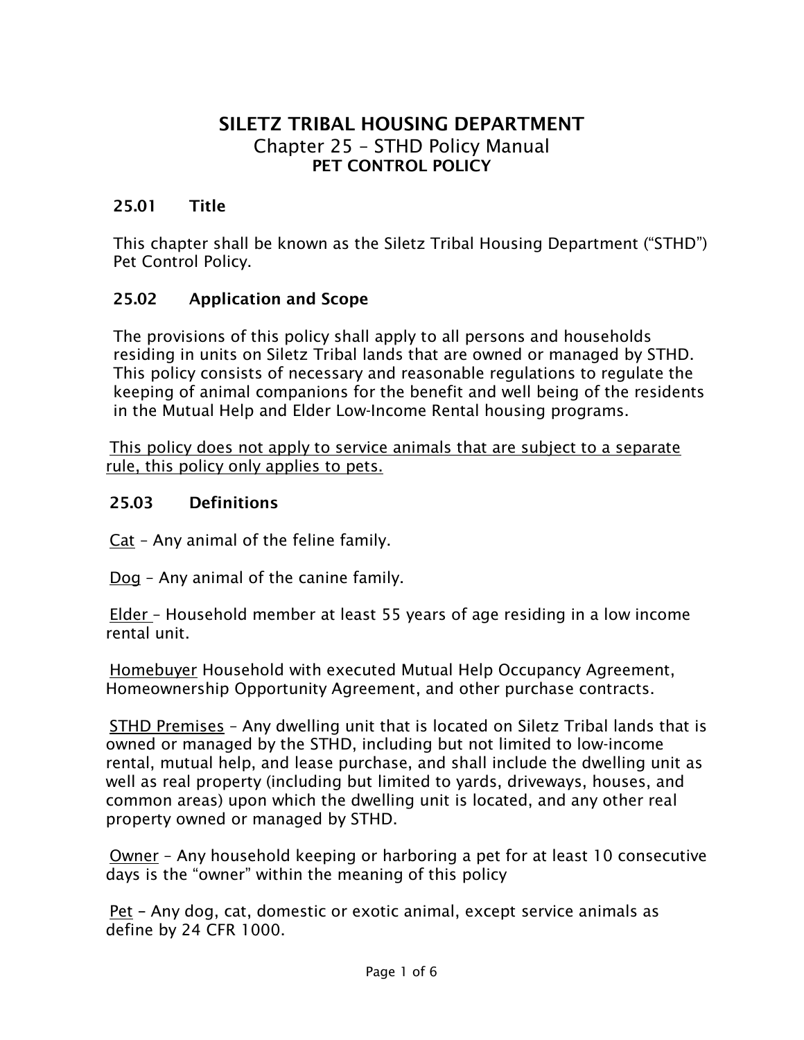# SILETZ TRIBAL HOUSING DEPARTMENT

Chapter 25 – STHD Policy Manual

**PET CONTROL POLICY**

## 25.01 Title

This chapter shall be known as the Siletz Tribal Housing Department ("STHD") Pet Control Policy.

## 25.02 Application and Scope

The provisions of this policy shall apply to all persons and households residing in units on Siletz Tribal lands that are owned or managed by STHD. This policy consists of necessary and reasonable regulations to regulate the keeping of animal companions for the benefit and well being of the residents in the Mutual Help and Elder Low-Income Rental housing programs.

<u>This policy does not apply to service animals that are subject to a separate rule, this policy only applies to pets.</u>

## 25.03 Definitions

<u>Cat</u> – Any animal of the feline family.

<u>Dog</u> – Any animal of the canine family.

<u>Elder</u> – Household member at least 55 years of age residing in a low income rental unit.

<u>Homebuyer</u> Household with executed Mutual Help Occupancy Agreement, Homeownership Opportunity Agreement, and other purchase contracts.

<u>STHD Premises</u> – Any dwelling unit that is located on Siletz Tribal lands that is owned or managed by the STHD, including but not limited to low-income rental, mutual help, and lease purchase, and shall include the dwelling unit as well as real property (including but limited to yards, driveways, houses, and common areas) upon which the dwelling unit is located, and any other real property owned or managed by STHD.

<u>Owner</u> – Any household keeping or harboring a pet for at least 10 consecutive days is the "owner" within the meaning of this policy

<u>Pet</u> – Any dog, cat, domestic or exotic animal, except service animals as define by 24 CFR 1000.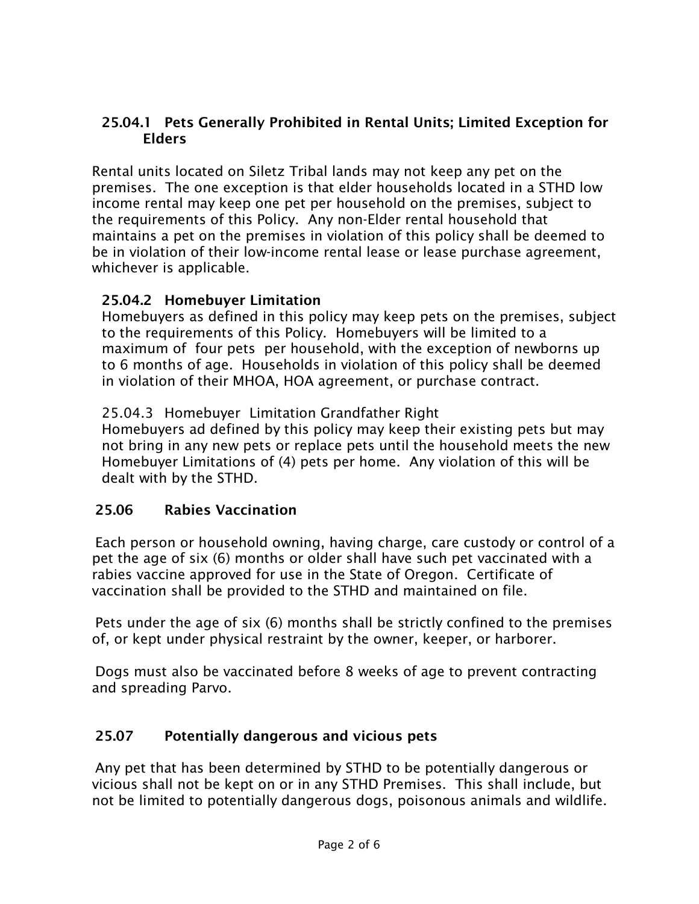### 25.04.1 Pets Generally Prohibited in Rental Units; Limited Exception for Elders

Rental units located on Siletz Tribal lands may not keep any pet on the premises. The one exception is that elder households located in a STHD low income rental may keep one pet per household on the premises, subject to the requirements of this Policy. Any non-Elder rental household that maintains a pet on the premises in violation of this policy shall be deemed to be in violation of their low-income rental lease or lease purchase agreement, whichever is applicable.

### 25.04.2 Homebuyer Limitation

Homebuyers as defined in this policy may keep pets on the premises, subject to the requirements of this Policy. Homebuyers will be limited to a maximum of four pets per household, with the exception of newborns up to 6 months of age. Households in violation of this policy shall be deemed in violation of their MHOA, HOA agreement, or purchase contract.

25.04.3 Homebuyer Limitation Grandfather Right

Homebuyers ad defined by this policy may keep their existing pets but may not bring in any new pets or replace pets until the household meets the new Homebuyer Limitations of (4) pets per home. Any violation of this will be dealt with by the STHD.

## 25.06 Rabies Vaccination

Each person or household owning, having charge, care custody or control of a pet the age of six (6) months or older shall have such pet vaccinated with a rabies vaccine approved for use in the State of Oregon. Certificate of vaccination shall be provided to the STHD and maintained on file.

Pets under the age of six (6) months shall be strictly confined to the premises of, or kept under physical restraint by the owner, keeper, or harborer.

Dogs must also be vaccinated before 8 weeks of age to prevent contracting and spreading Parvo.

## 25.07 Potentially dangerous and vicious pets

Any pet that has been determined by STHD to be potentially dangerous or vicious shall not be kept on or in any STHD Premises. This shall include, but not be limited to potentially dangerous dogs, poisonous animals and wildlife.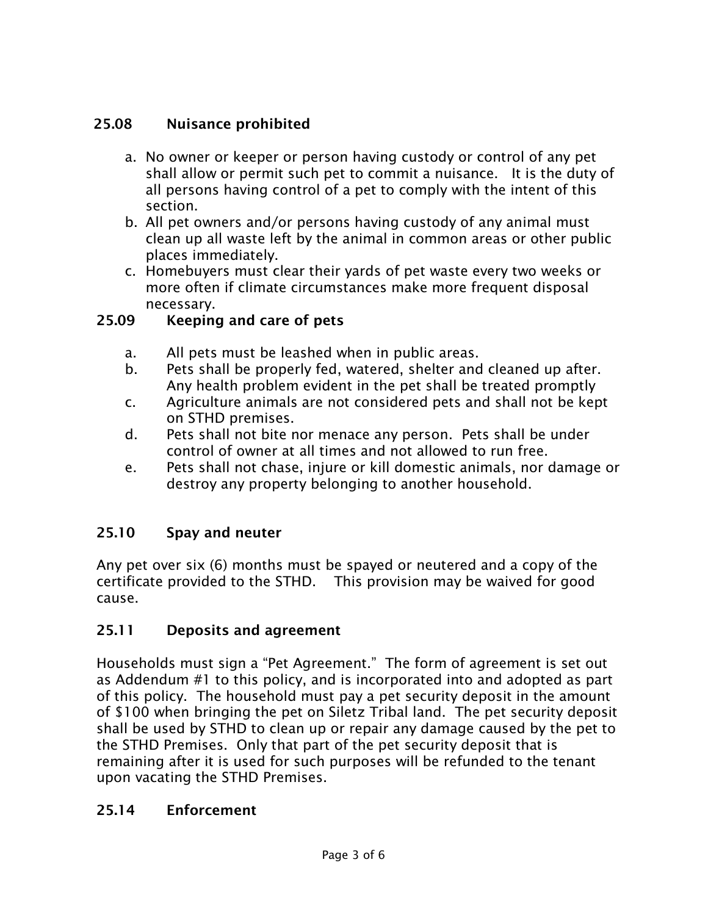## 25.08 Nuisance prohibited

a. No owner or keeper or person having custody or control of any pet shall allow or permit such pet to commit a nuisance. It is the duty of all persons having control of a pet to comply with the intent of this section.
b. All pet owners and/or persons having custody of any animal must clean up all waste left by the animal in common areas or other public places immediately.
c. Homebuyers must clear their yards of pet waste every two weeks or more often if climate circumstances make more frequent disposal necessary.

## 25.09 Keeping and care of pets

a. All pets must be leashed when in public areas.
b. Pets shall be properly fed, watered, shelter and cleaned up after. Any health problem evident in the pet shall be treated promptly
c. Agriculture animals are not considered pets and shall not be kept on STHD premises.
d. Pets shall not bite nor menace any person. Pets shall be under control of owner at all times and not allowed to run free.
e. Pets shall not chase, injure or kill domestic animals, nor damage or destroy any property belonging to another household.

## 25.10 Spay and neuter

Any pet over six (6) months must be spayed or neutered and a copy of the certificate provided to the STHD. This provision may be waived for good cause.

## 25.11 Deposits and agreement

Households must sign a "Pet Agreement." The form of agreement is set out as Addendum #1 to this policy, and is incorporated into and adopted as part of this policy. The household must pay a pet security deposit in the amount of $100 when bringing the pet on Siletz Tribal land. The pet security deposit shall be used by STHD to clean up or repair any damage caused by the pet to the STHD Premises. Only that part of the pet security deposit that is remaining after it is used for such purposes will be refunded to the tenant upon vacating the STHD Premises.

## 25.14 Enforcement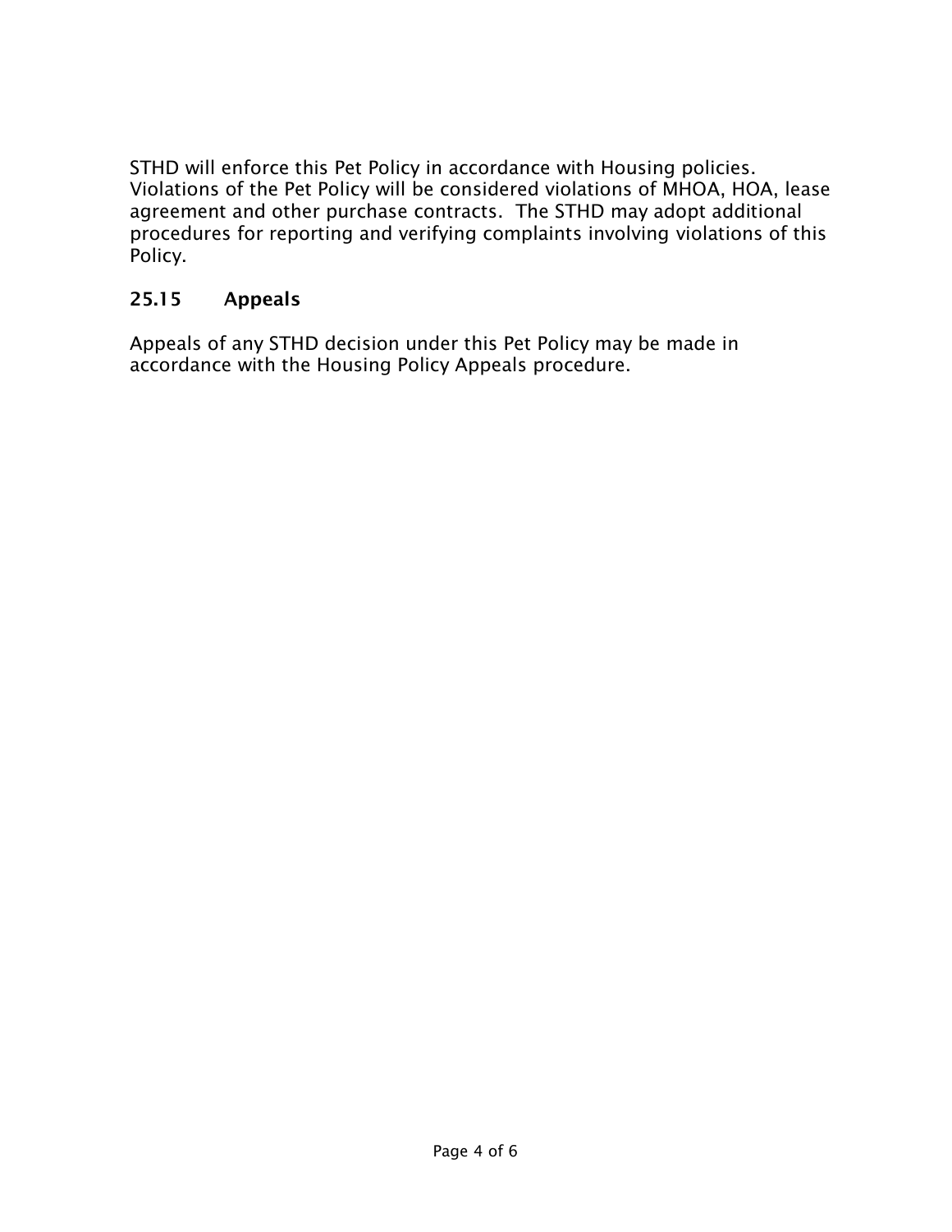STHD will enforce this Pet Policy in accordance with Housing policies. Violations of the Pet Policy will be considered violations of MHOA, HOA, lease agreement and other purchase contracts. The STHD may adopt additional procedures for reporting and verifying complaints involving violations of this Policy.

## 25.15 Appeals

Appeals of any STHD decision under this Pet Policy may be made in accordance with the Housing Policy Appeals procedure.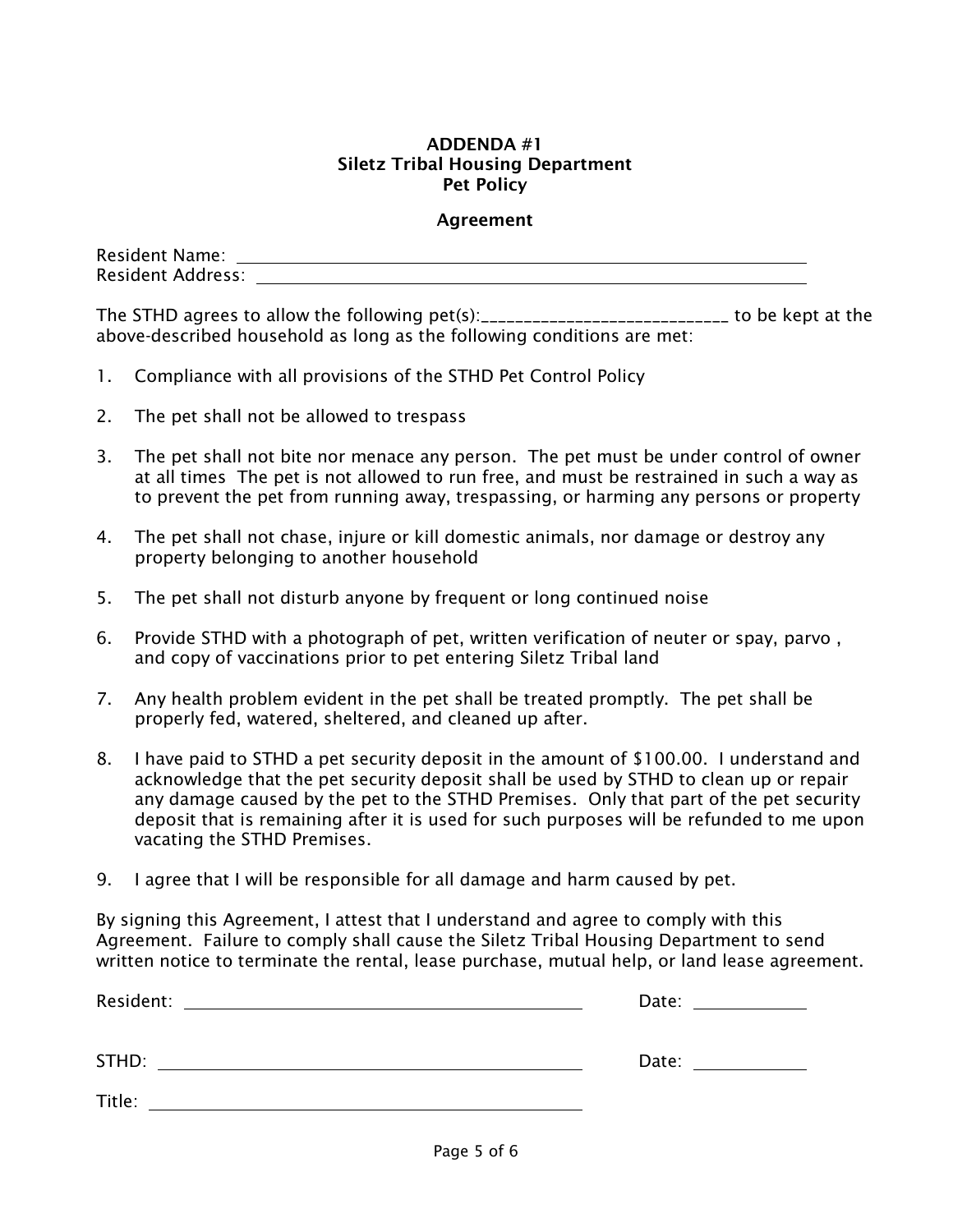**ADDENDA #1**
**Siletz Tribal Housing Department**
**Pet Policy**

**Agreement**

Resident Name: ______________________________________________

Resident Address: ______________________________________________

The STHD agrees to allow the following pet(s):_____________________________ to be kept at the above-described household as long as the following conditions are met:

1. Compliance with all provisions of the STHD Pet Control Policy

2. The pet shall not be allowed to trespass

3. The pet shall not bite nor menace any person. The pet must be under control of owner at all times The pet is not allowed to run free, and must be restrained in such a way as to prevent the pet from running away, trespassing, or harming any persons or property

4. The pet shall not chase, injure or kill domestic animals, nor damage or destroy any property belonging to another household

5. The pet shall not disturb anyone by frequent or long continued noise

6. Provide STHD with a photograph of pet, written verification of neuter or spay, parvo , and copy of vaccinations prior to pet entering Siletz Tribal land

7. Any health problem evident in the pet shall be treated promptly. The pet shall be properly fed, watered, sheltered, and cleaned up after.

8. I have paid to STHD a pet security deposit in the amount of $100.00. I understand and acknowledge that the pet security deposit shall be used by STHD to clean up or repair any damage caused by the pet to the STHD Premises. Only that part of the pet security deposit that is remaining after it is used for such purposes will be refunded to me upon vacating the STHD Premises.

9. I agree that I will be responsible for all damage and harm caused by pet.

By signing this Agreement, I attest that I understand and agree to comply with this Agreement. Failure to comply shall cause the Siletz Tribal Housing Department to send written notice to terminate the rental, lease purchase, mutual help, or land lease agreement.

Resident: ______________________________ Date: __________

STHD: ______________________________ Date: __________

Title: ______________________________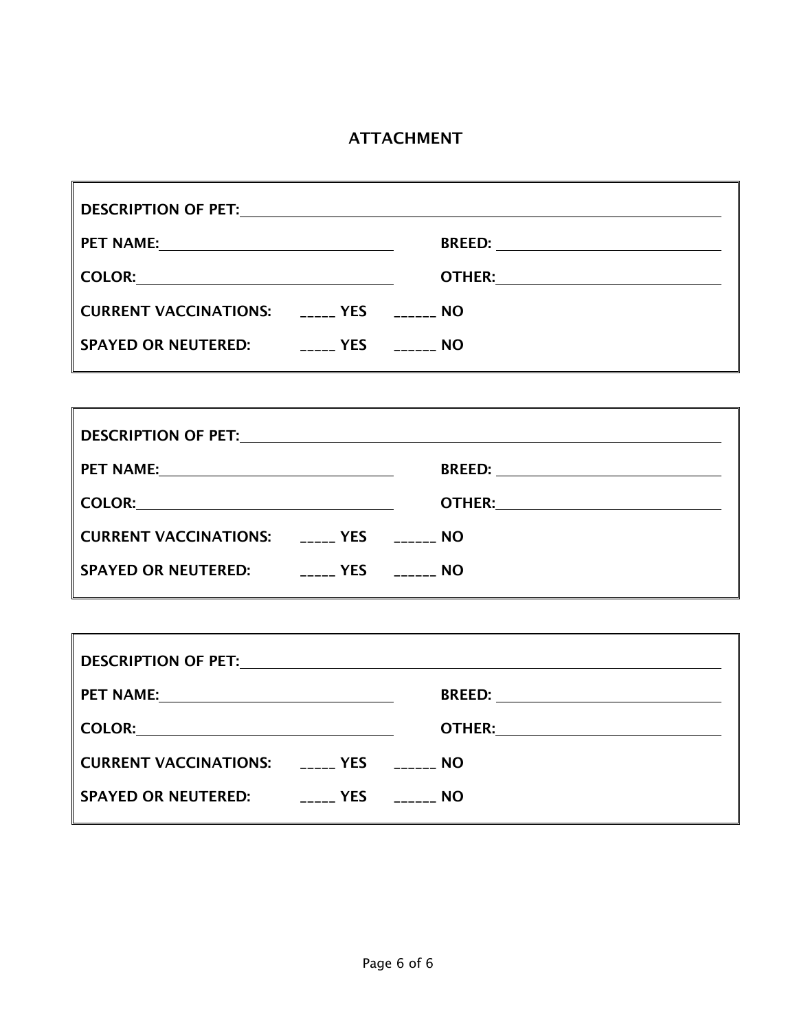## ATTACHMENT

**DESCRIPTION OF PET:** ______________________________________________

**PET NAME:** ______________________ **BREED:** ______________________

**COLOR:** ______________________ **OTHER:** ______________________

**CURRENT VACCINATIONS:** _____ **YES** ______ **NO**

**SPAYED OR NEUTERED:** _____ **YES** ______ **NO**

---

**DESCRIPTION OF PET:** ______________________________________________

**PET NAME:** ______________________ **BREED:** ______________________

**COLOR:** ______________________ **OTHER:** ______________________

**CURRENT VACCINATIONS:** _____ **YES** ______ **NO**

**SPAYED OR NEUTERED:** _____ **YES** ______ **NO**

---

**DESCRIPTION OF PET:** ______________________________________________

**PET NAME:** ______________________ **BREED:** ______________________

**COLOR:** ______________________ **OTHER:** ______________________

**CURRENT VACCINATIONS:** _____ **YES** ______ **NO**

**SPAYED OR NEUTERED:** _____ **YES** ______ **NO**